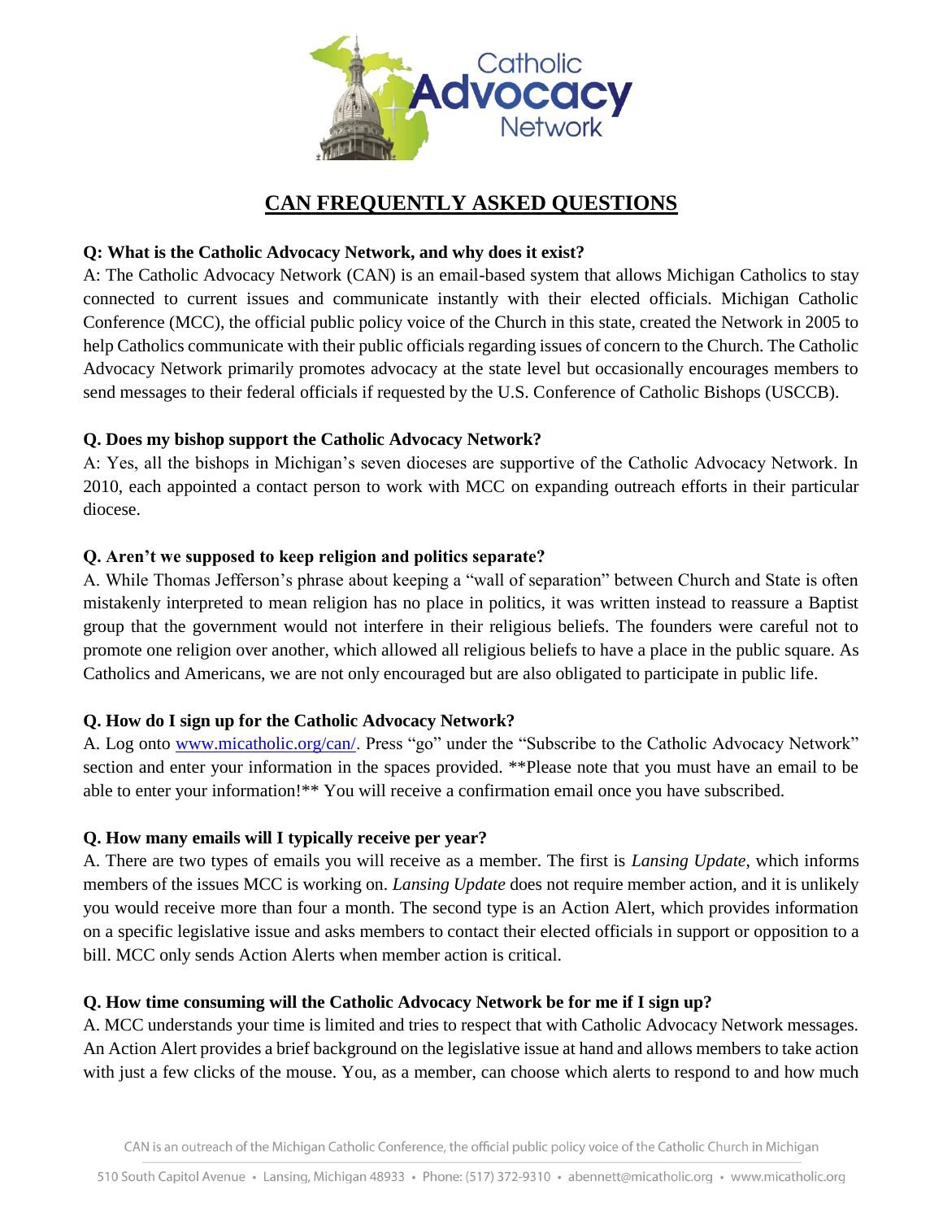# CAN FREQUENTLY ASKED QUESTIONS

**Q: What is the Catholic Advocacy Network, and why does it exist?**

A: The Catholic Advocacy Network (CAN) is an email-based system that allows Michigan Catholics to stay connected to current issues and communicate instantly with their elected officials. Michigan Catholic Conference (MCC), the official public policy voice of the Church in this state, created the Network in 2005 to help Catholics communicate with their public officials regarding issues of concern to the Church. The Catholic Advocacy Network primarily promotes advocacy at the state level but occasionally encourages members to send messages to their federal officials if requested by the U.S. Conference of Catholic Bishops (USCCB).

**Q. Does my bishop support the Catholic Advocacy Network?**

A: Yes, all the bishops in Michigan's seven dioceses are supportive of the Catholic Advocacy Network. In 2010, each appointed a contact person to work with MCC on expanding outreach efforts in their particular diocese.

**Q. Aren't we supposed to keep religion and politics separate?**

A. While Thomas Jefferson's phrase about keeping a "wall of separation" between Church and State is often mistakenly interpreted to mean religion has no place in politics, it was written instead to reassure a Baptist group that the government would not interfere in their religious beliefs. The founders were careful not to promote one religion over another, which allowed all religious beliefs to have a place in the public square. As Catholics and Americans, we are not only encouraged but are also obligated to participate in public life.

**Q. How do I sign up for the Catholic Advocacy Network?**

A. Log onto [www.micatholic.org/can/](www.micatholic.org/can/). Press "go" under the "Subscribe to the Catholic Advocacy Network" section and enter your information in the spaces provided. **Please note that you must have an email to be able to enter your information!** You will receive a confirmation email once you have subscribed.

**Q. How many emails will I typically receive per year?**

A. There are two types of emails you will receive as a member. The first is *Lansing Update*, which informs members of the issues MCC is working on. *Lansing Update* does not require member action, and it is unlikely you would receive more than four a month. The second type is an Action Alert, which provides information on a specific legislative issue and asks members to contact their elected officials in support or opposition to a bill. MCC only sends Action Alerts when member action is critical.

**Q. How time consuming will the Catholic Advocacy Network be for me if I sign up?**

A. MCC understands your time is limited and tries to respect that with Catholic Advocacy Network messages. An Action Alert provides a brief background on the legislative issue at hand and allows members to take action with just a few clicks of the mouse. You, as a member, can choose which alerts to respond to and how much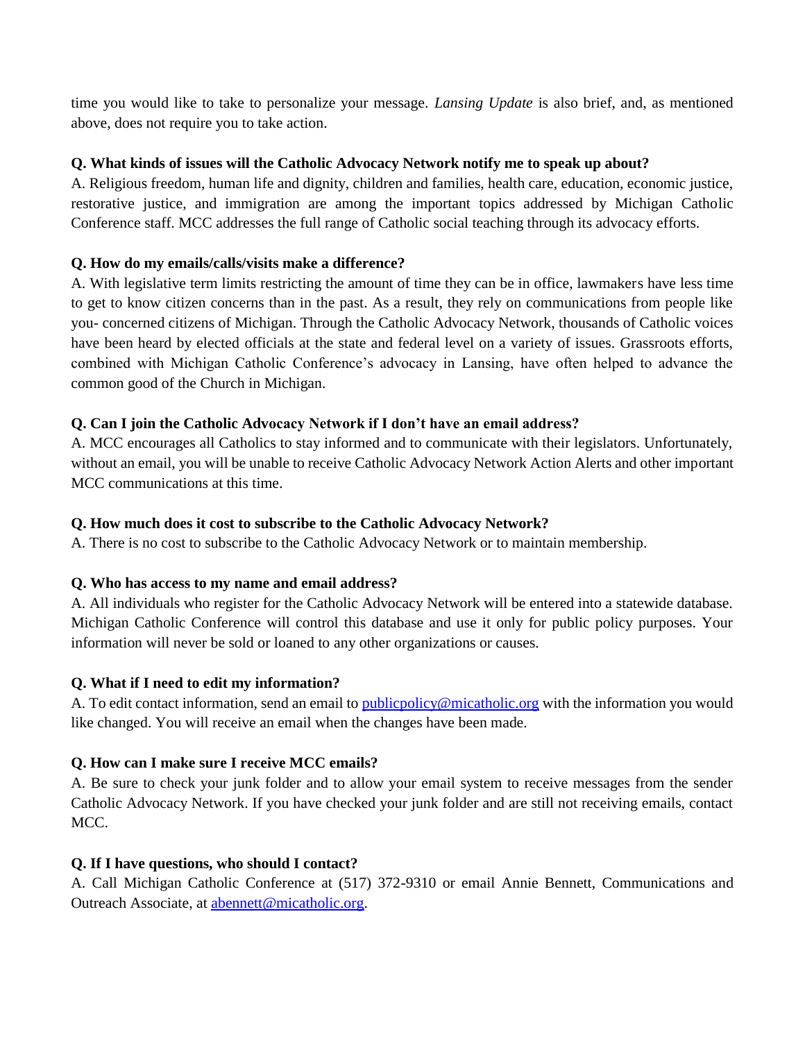time you would like to take to personalize your message. *Lansing Update* is also brief, and, as mentioned above, does not require you to take action.

**Q. What kinds of issues will the Catholic Advocacy Network notify me to speak up about?**

A. Religious freedom, human life and dignity, children and families, health care, education, economic justice, restorative justice, and immigration are among the important topics addressed by Michigan Catholic Conference staff. MCC addresses the full range of Catholic social teaching through its advocacy efforts.

**Q. How do my emails/calls/visits make a difference?**

A. With legislative term limits restricting the amount of time they can be in office, lawmakers have less time to get to know citizen concerns than in the past. As a result, they rely on communications from people like you- concerned citizens of Michigan. Through the Catholic Advocacy Network, thousands of Catholic voices have been heard by elected officials at the state and federal level on a variety of issues. Grassroots efforts, combined with Michigan Catholic Conference's advocacy in Lansing, have often helped to advance the common good of the Church in Michigan.

**Q. Can I join the Catholic Advocacy Network if I don't have an email address?**

A. MCC encourages all Catholics to stay informed and to communicate with their legislators. Unfortunately, without an email, you will be unable to receive Catholic Advocacy Network Action Alerts and other important MCC communications at this time.

**Q. How much does it cost to subscribe to the Catholic Advocacy Network?**

A. There is no cost to subscribe to the Catholic Advocacy Network or to maintain membership.

**Q. Who has access to my name and email address?**

A. All individuals who register for the Catholic Advocacy Network will be entered into a statewide database. Michigan Catholic Conference will control this database and use it only for public policy purposes. Your information will never be sold or loaned to any other organizations or causes.

**Q. What if I need to edit my information?**

A. To edit contact information, send an email to [publicpolicy@micatholic.org](mailto:publicpolicy@micatholic.org) with the information you would like changed. You will receive an email when the changes have been made.

**Q. How can I make sure I receive MCC emails?**

A. Be sure to check your junk folder and to allow your email system to receive messages from the sender Catholic Advocacy Network. If you have checked your junk folder and are still not receiving emails, contact MCC.

**Q. If I have questions, who should I contact?**

A. Call Michigan Catholic Conference at (517) 372-9310 or email Annie Bennett, Communications and Outreach Associate, at [abennett@micatholic.org](mailto:abennett@micatholic.org).